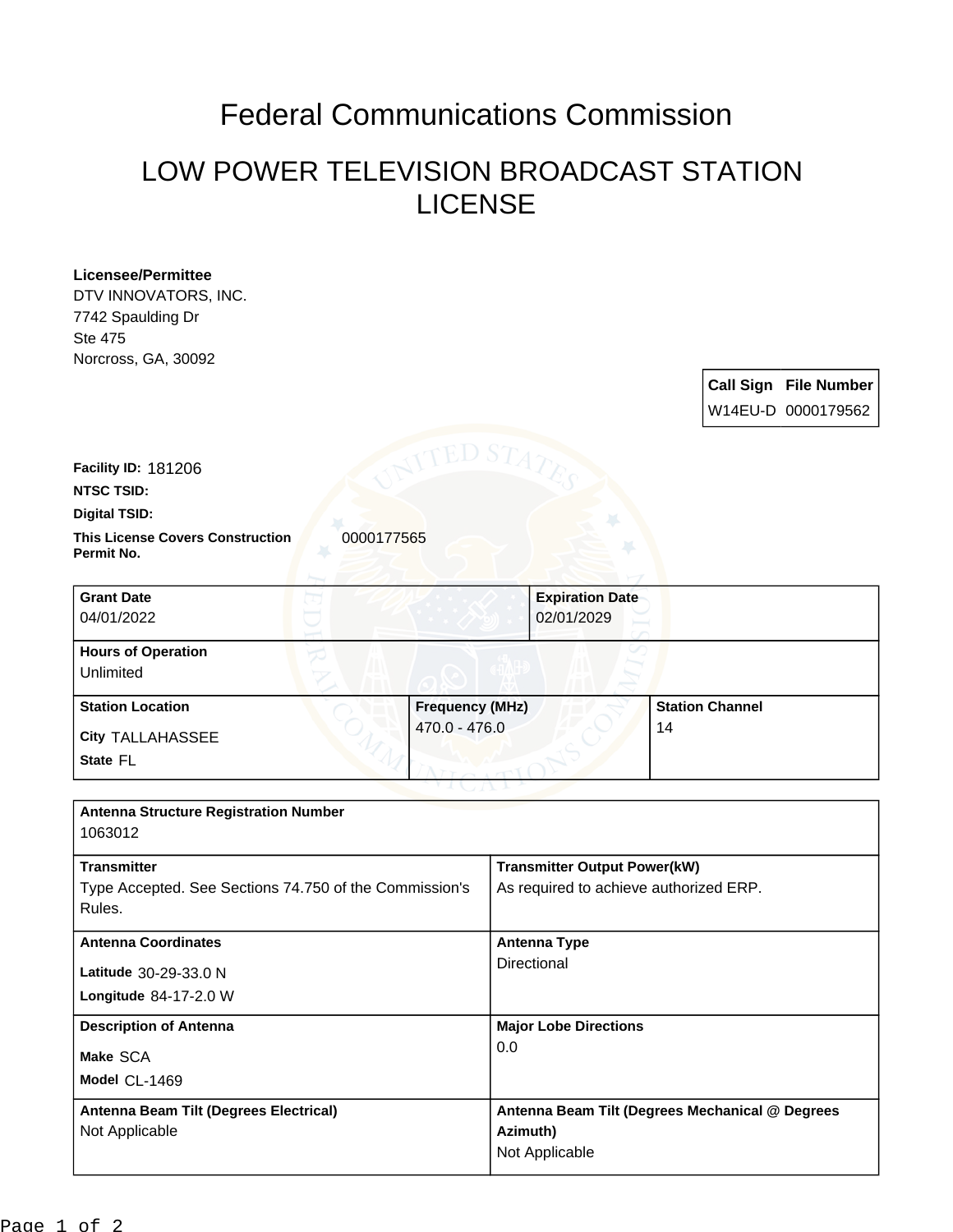# Federal Communications Commission

## LOW POWER TELEVISION BROADCAST STATION LICENSE

**Licensee/Permittee**
DTV INNOVATORS, INC.
7742 Spaulding Dr
Ste 475
Norcross, GA, 30092

| Call Sign | File Number |
|---|---|
| W14EU-D | 0000179562 |

**Facility ID:** 181206
**NTSC TSID:**
**Digital TSID:**
**This License Covers Construction Permit No.** 0000177565

| Grant Date | Expiration Date |
|---|---|
| 04/01/2022 | 02/01/2029 |

**Hours of Operation**
Unlimited

| Station Location | Frequency (MHz) | Station Channel |
|---|---|---|
| City TALLAHASSEE<br>State FL | 470.0 - 476.0 | 14 |

**Antenna Structure Registration Number**
1063012

| Transmitter | Transmitter Output Power(kW) |
|---|---|
| Type Accepted. See Sections 74.750 of the Commission's Rules. | As required to achieve authorized ERP. |

| Antenna Coordinates | Antenna Type |
|---|---|
| Latitude 30-29-33.0 N<br>Longitude 84-17-2.0 W | Directional |

| Description of Antenna | Major Lobe Directions |
|---|---|
| Make SCA<br>Model CL-1469 | 0.0 |

| Antenna Beam Tilt (Degrees Electrical) | Antenna Beam Tilt (Degrees Mechanical @ Degrees Azimuth) |
|---|---|
| Not Applicable | Not Applicable |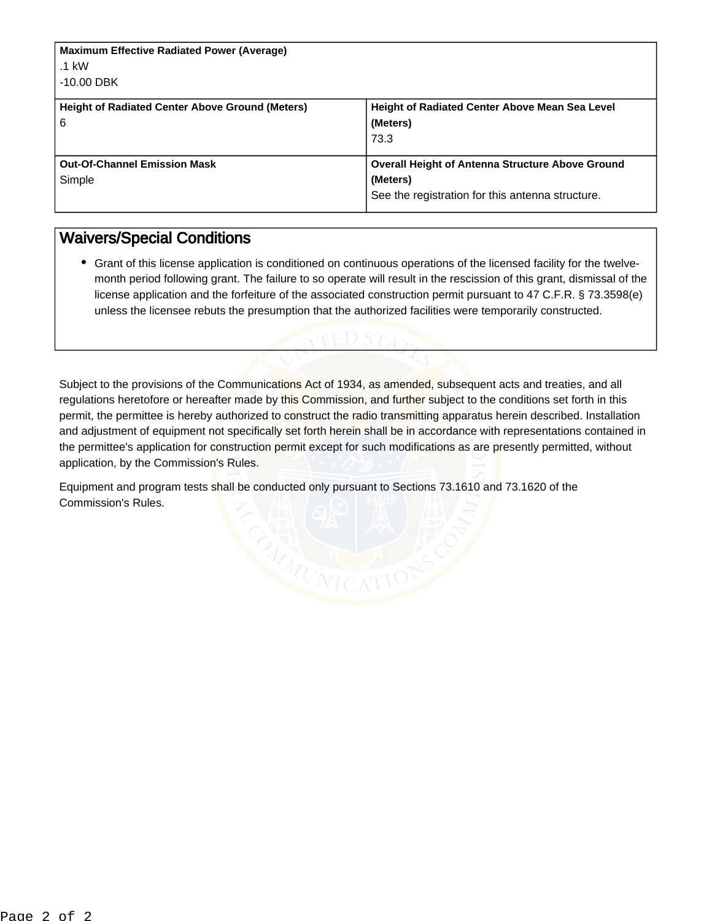| | |
|---|---|
| **Maximum Effective Radiated Power (Average)**<br>.1 kW<br>-10.00 DBK | |
| **Height of Radiated Center Above Ground (Meters)**<br>6 | **Height of Radiated Center Above Mean Sea Level (Meters)**<br>73.3 |
| **Out-Of-Channel Emission Mask**<br>Simple | **Overall Height of Antenna Structure Above Ground (Meters)**<br>See the registration for this antenna structure. |

## Waivers/Special Conditions

- Grant of this license application is conditioned on continuous operations of the licensed facility for the twelve-month period following grant. The failure to so operate will result in the rescission of this grant, dismissal of the license application and the forfeiture of the associated construction permit pursuant to 47 C.F.R. § 73.3598(e) unless the licensee rebuts the presumption that the authorized facilities were temporarily constructed.

Subject to the provisions of the Communications Act of 1934, as amended, subsequent acts and treaties, and all regulations heretofore or hereafter made by this Commission, and further subject to the conditions set forth in this permit, the permittee is hereby authorized to construct the radio transmitting apparatus herein described. Installation and adjustment of equipment not specifically set forth herein shall be in accordance with representations contained in the permittee's application for construction permit except for such modifications as are presently permitted, without application, by the Commission's Rules.

Equipment and program tests shall be conducted only pursuant to Sections 73.1610 and 73.1620 of the Commission's Rules.